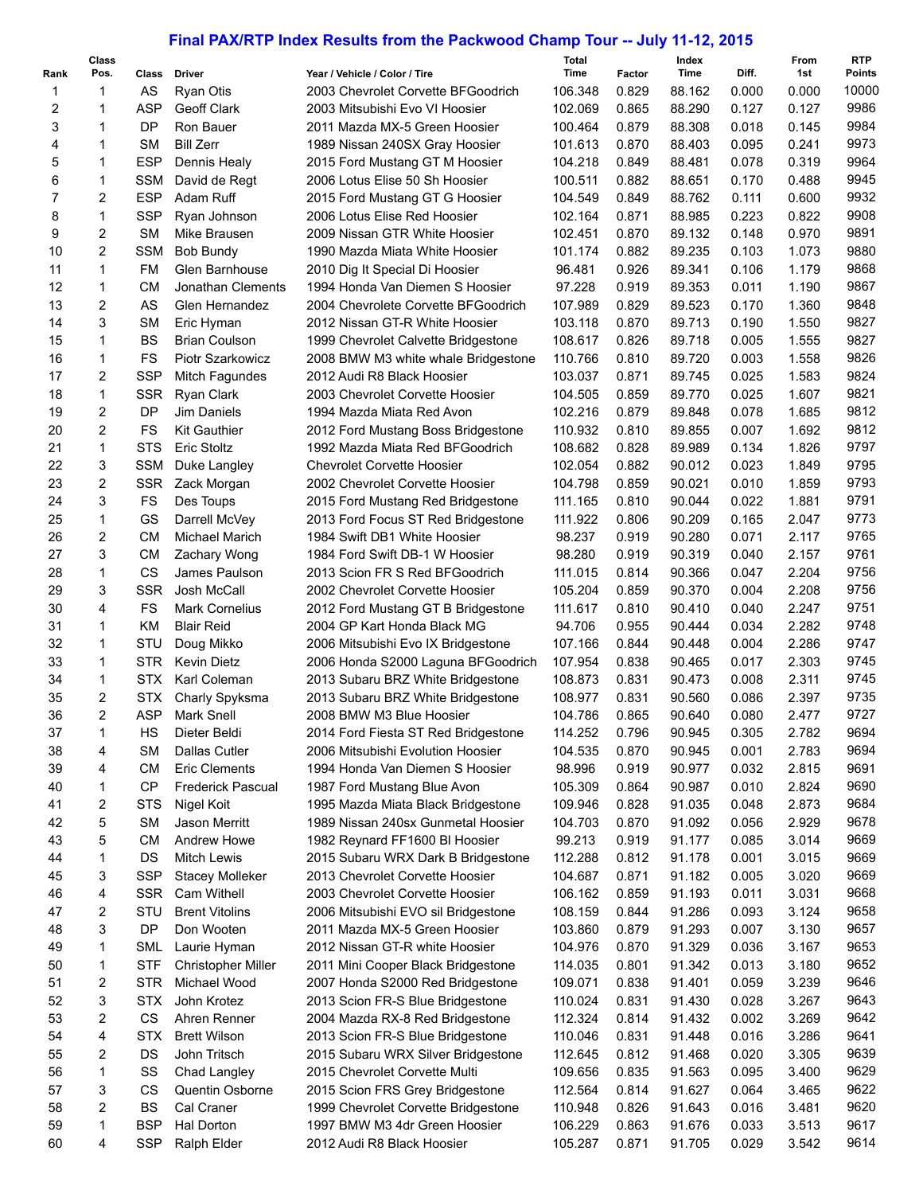# Final PAX/RTP Index Results from the Packwood Champ Tour -- July 11-12, 2015

| Rank | Class Pos. | Class | Driver | Year / Vehicle / Color / Tire | Total Time | Factor | Index Time | Diff. | From 1st | RTP Points |
|---|---|---|---|---|---|---|---|---|---|---|
| 1 | 1 | AS | Ryan Otis | 2003 Chevrolet Corvette BFGoodrich | 106.348 | 0.829 | 88.162 | 0.000 | 0.000 | 10000 |
| 2 | 1 | ASP | Geoff Clark | 2003 Mitsubishi Evo VI Hoosier | 102.069 | 0.865 | 88.290 | 0.127 | 0.127 | 9986 |
| 3 | 1 | DP | Ron Bauer | 2011 Mazda MX-5 Green Hoosier | 100.464 | 0.879 | 88.308 | 0.018 | 0.145 | 9984 |
| 4 | 1 | SM | Bill Zerr | 1989 Nissan 240SX Gray Hoosier | 101.613 | 0.870 | 88.403 | 0.095 | 0.241 | 9973 |
| 5 | 1 | ESP | Dennis Healy | 2015 Ford Mustang GT M Hoosier | 104.218 | 0.849 | 88.481 | 0.078 | 0.319 | 9964 |
| 6 | 1 | SSM | David de Regt | 2006 Lotus Elise 50 Sh Hoosier | 100.511 | 0.882 | 88.651 | 0.170 | 0.488 | 9945 |
| 7 | 2 | ESP | Adam Ruff | 2015 Ford Mustang GT G Hoosier | 104.549 | 0.849 | 88.762 | 0.111 | 0.600 | 9932 |
| 8 | 1 | SSP | Ryan Johnson | 2006 Lotus Elise Red Hoosier | 102.164 | 0.871 | 88.985 | 0.223 | 0.822 | 9908 |
| 9 | 2 | SM | Mike Brausen | 2009 Nissan GTR White Hoosier | 102.451 | 0.870 | 89.132 | 0.148 | 0.970 | 9891 |
| 10 | 2 | SSM | Bob Bundy | 1990 Mazda Miata White Hoosier | 101.174 | 0.882 | 89.235 | 0.103 | 1.073 | 9880 |
| 11 | 1 | FM | Glen Barnhouse | 2010 Dig It Special Di Hoosier | 96.481 | 0.926 | 89.341 | 0.106 | 1.179 | 9868 |
| 12 | 1 | CM | Jonathan Clements | 1994 Honda Van Diemen S Hoosier | 97.228 | 0.919 | 89.353 | 0.011 | 1.190 | 9867 |
| 13 | 2 | AS | Glen Hernandez | 2004 Chevrolete Corvette BFGoodrich | 107.989 | 0.829 | 89.523 | 0.170 | 1.360 | 9848 |
| 14 | 3 | SM | Eric Hyman | 2012 Nissan GT-R White Hoosier | 103.118 | 0.870 | 89.713 | 0.190 | 1.550 | 9827 |
| 15 | 1 | BS | Brian Coulson | 1999 Chevrolet Calvette Bridgestone | 108.617 | 0.826 | 89.718 | 0.005 | 1.555 | 9827 |
| 16 | 1 | FS | Piotr Szarkowicz | 2008 BMW M3 white whale Bridgestone | 110.766 | 0.810 | 89.720 | 0.003 | 1.558 | 9826 |
| 17 | 2 | SSP | Mitch Fagundes | 2012 Audi R8 Black Hoosier | 103.037 | 0.871 | 89.745 | 0.025 | 1.583 | 9824 |
| 18 | 1 | SSR | Ryan Clark | 2003 Chevrolet Corvette Hoosier | 104.505 | 0.859 | 89.770 | 0.025 | 1.607 | 9821 |
| 19 | 2 | DP | Jim Daniels | 1994 Mazda Miata Red Avon | 102.216 | 0.879 | 89.848 | 0.078 | 1.685 | 9812 |
| 20 | 2 | FS | Kit Gauthier | 2012 Ford Mustang Boss Bridgestone | 110.932 | 0.810 | 89.855 | 0.007 | 1.692 | 9812 |
| 21 | 1 | STS | Eric Stoltz | 1992 Mazda Miata Red BFGoodrich | 108.682 | 0.828 | 89.989 | 0.134 | 1.826 | 9797 |
| 22 | 3 | SSM | Duke Langley | Chevrolet Corvette Hoosier | 102.054 | 0.882 | 90.012 | 0.023 | 1.849 | 9795 |
| 23 | 2 | SSR | Zack Morgan | 2002 Chevrolet Corvette Hoosier | 104.798 | 0.859 | 90.021 | 0.010 | 1.859 | 9793 |
| 24 | 3 | FS | Des Toups | 2015 Ford Mustang Red Bridgestone | 111.165 | 0.810 | 90.044 | 0.022 | 1.881 | 9791 |
| 25 | 1 | GS | Darrell McVey | 2013 Ford Focus ST Red Bridgestone | 111.922 | 0.806 | 90.209 | 0.165 | 2.047 | 9773 |
| 26 | 2 | CM | Michael Marich | 1984 Swift DB1 White Hoosier | 98.237 | 0.919 | 90.280 | 0.071 | 2.117 | 9765 |
| 27 | 3 | CM | Zachary Wong | 1984 Ford Swift DB-1 W Hoosier | 98.280 | 0.919 | 90.319 | 0.040 | 2.157 | 9761 |
| 28 | 1 | CS | James Paulson | 2013 Scion FR S Red BFGoodrich | 111.015 | 0.814 | 90.366 | 0.047 | 2.204 | 9756 |
| 29 | 3 | SSR | Josh McCall | 2002 Chevrolet Corvette Hoosier | 105.204 | 0.859 | 90.370 | 0.004 | 2.208 | 9756 |
| 30 | 4 | FS | Mark Cornelius | 2012 Ford Mustang GT B Bridgestone | 111.617 | 0.810 | 90.410 | 0.040 | 2.247 | 9751 |
| 31 | 1 | KM | Blair Reid | 2004 GP Kart Honda Black MG | 94.706 | 0.955 | 90.444 | 0.034 | 2.282 | 9748 |
| 32 | 1 | STU | Doug Mikko | 2006 Mitsubishi Evo IX Bridgestone | 107.166 | 0.844 | 90.448 | 0.004 | 2.286 | 9747 |
| 33 | 1 | STR | Kevin Dietz | 2006 Honda S2000 Laguna BFGoodrich | 107.954 | 0.838 | 90.465 | 0.017 | 2.303 | 9745 |
| 34 | 1 | STX | Karl Coleman | 2013 Subaru BRZ White Bridgestone | 108.873 | 0.831 | 90.473 | 0.008 | 2.311 | 9745 |
| 35 | 2 | STX | Charly Spyksma | 2013 Subaru BRZ White Bridgestone | 108.977 | 0.831 | 90.560 | 0.086 | 2.397 | 9735 |
| 36 | 2 | ASP | Mark Snell | 2008 BMW M3 Blue Hoosier | 104.786 | 0.865 | 90.640 | 0.080 | 2.477 | 9727 |
| 37 | 1 | HS | Dieter Beldi | 2014 Ford Fiesta ST Red Bridgestone | 114.252 | 0.796 | 90.945 | 0.305 | 2.782 | 9694 |
| 38 | 4 | SM | Dallas Cutler | 2006 Mitsubishi Evolution Hoosier | 104.535 | 0.870 | 90.945 | 0.001 | 2.783 | 9694 |
| 39 | 4 | CM | Eric Clements | 1994 Honda Van Diemen S Hoosier | 98.996 | 0.919 | 90.977 | 0.032 | 2.815 | 9691 |
| 40 | 1 | CP | Frederick Pascual | 1987 Ford Mustang Blue Avon | 105.309 | 0.864 | 90.987 | 0.010 | 2.824 | 9690 |
| 41 | 2 | STS | Nigel Koit | 1995 Mazda Miata Black Bridgestone | 109.946 | 0.828 | 91.035 | 0.048 | 2.873 | 9684 |
| 42 | 5 | SM | Jason Merritt | 1989 Nissan 240sx Gunmetal Hoosier | 104.703 | 0.870 | 91.092 | 0.056 | 2.929 | 9678 |
| 43 | 5 | CM | Andrew Howe | 1982 Reynard FF1600 Bl Hoosier | 99.213 | 0.919 | 91.177 | 0.085 | 3.014 | 9669 |
| 44 | 1 | DS | Mitch Lewis | 2015 Subaru WRX Dark B Bridgestone | 112.288 | 0.812 | 91.178 | 0.001 | 3.015 | 9669 |
| 45 | 3 | SSP | Stacey Molleker | 2013 Chevrolet Corvette Hoosier | 104.687 | 0.871 | 91.182 | 0.005 | 3.020 | 9669 |
| 46 | 4 | SSR | Cam Withell | 2003 Chevrolet Corvette Hoosier | 106.162 | 0.859 | 91.193 | 0.011 | 3.031 | 9668 |
| 47 | 2 | STU | Brent Vitolins | 2006 Mitsubishi EVO sil Bridgestone | 108.159 | 0.844 | 91.286 | 0.093 | 3.124 | 9658 |
| 48 | 3 | DP | Don Wooten | 2011 Mazda MX-5 Green Hoosier | 103.860 | 0.879 | 91.293 | 0.007 | 3.130 | 9657 |
| 49 | 1 | SML | Laurie Hyman | 2012 Nissan GT-R white Hoosier | 104.976 | 0.870 | 91.329 | 0.036 | 3.167 | 9653 |
| 50 | 1 | STF | Christopher Miller | 2011 Mini Cooper Black Bridgestone | 114.035 | 0.801 | 91.342 | 0.013 | 3.180 | 9652 |
| 51 | 2 | STR | Michael Wood | 2007 Honda S2000 Red Bridgestone | 109.071 | 0.838 | 91.401 | 0.059 | 3.239 | 9646 |
| 52 | 3 | STX | John Krotez | 2013 Scion FR-S Blue Bridgestone | 110.024 | 0.831 | 91.430 | 0.028 | 3.267 | 9643 |
| 53 | 2 | CS | Ahren Renner | 2004 Mazda RX-8 Red Bridgestone | 112.324 | 0.814 | 91.432 | 0.002 | 3.269 | 9642 |
| 54 | 4 | STX | Brett Wilson | 2013 Scion FR-S Blue Bridgestone | 110.046 | 0.831 | 91.448 | 0.016 | 3.286 | 9641 |
| 55 | 2 | DS | John Tritsch | 2015 Subaru WRX Silver Bridgestone | 112.645 | 0.812 | 91.468 | 0.020 | 3.305 | 9639 |
| 56 | 1 | SS | Chad Langley | 2015 Chevrolet Corvette Multi | 109.656 | 0.835 | 91.563 | 0.095 | 3.400 | 9629 |
| 57 | 3 | CS | Quentin Osborne | 2015 Scion FRS Grey Bridgestone | 112.564 | 0.814 | 91.627 | 0.064 | 3.465 | 9622 |
| 58 | 2 | BS | Cal Craner | 1999 Chevrolet Corvette Bridgestone | 110.948 | 0.826 | 91.643 | 0.016 | 3.481 | 9620 |
| 59 | 1 | BSP | Hal Dorton | 1997 BMW M3 4dr Green Hoosier | 106.229 | 0.863 | 91.676 | 0.033 | 3.513 | 9617 |
| 60 | 4 | SSP | Ralph Elder | 2012 Audi R8 Black Hoosier | 105.287 | 0.871 | 91.705 | 0.029 | 3.542 | 9614 |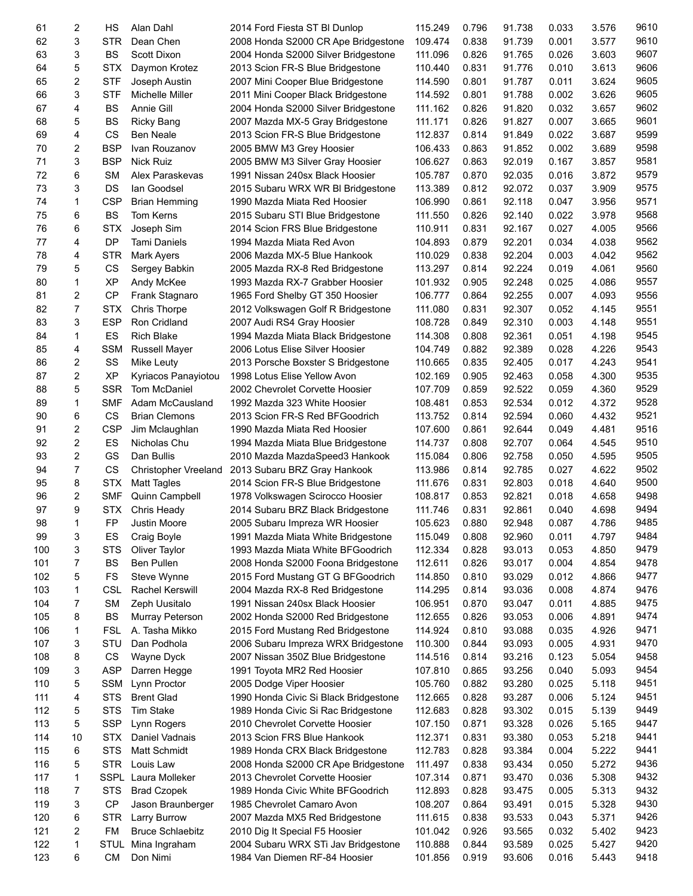| | | | | | | | | | | |
|---|---|---|---|---|---|---|---|---|---|---|
| 61 | 2 | HS | Alan Dahl | 2014 Ford Fiesta ST Bl Dunlop | 115.249 | 0.796 | 91.738 | 0.033 | 3.576 | 9610 |
| 62 | 3 | STR | Dean Chen | 2008 Honda S2000 CR Ape Bridgestone | 109.474 | 0.838 | 91.739 | 0.001 | 3.577 | 9610 |
| 63 | 3 | BS | Scott Dixon | 2004 Honda S2000 Silver Bridgestone | 111.096 | 0.826 | 91.765 | 0.026 | 3.603 | 9607 |
| 64 | 5 | STX | Daymon Krotez | 2013 Scion FR-S Blue Bridgestone | 110.440 | 0.831 | 91.776 | 0.010 | 3.613 | 9606 |
| 65 | 2 | STF | Joseph Austin | 2007 Mini Cooper Blue Bridgestone | 114.590 | 0.801 | 91.787 | 0.011 | 3.624 | 9605 |
| 66 | 3 | STF | Michelle Miller | 2011 Mini Cooper Black Bridgestone | 114.592 | 0.801 | 91.788 | 0.002 | 3.626 | 9605 |
| 67 | 4 | BS | Annie Gill | 2004 Honda S2000 Silver Bridgestone | 111.162 | 0.826 | 91.820 | 0.032 | 3.657 | 9602 |
| 68 | 5 | BS | Ricky Bang | 2007 Mazda MX-5 Gray Bridgestone | 111.171 | 0.826 | 91.827 | 0.007 | 3.665 | 9601 |
| 69 | 4 | CS | Ben Neale | 2013 Scion FR-S Blue Bridgestone | 112.837 | 0.814 | 91.849 | 0.022 | 3.687 | 9599 |
| 70 | 2 | BSP | Ivan Rouzanov | 2005 BMW M3 Grey Hoosier | 106.433 | 0.863 | 91.852 | 0.002 | 3.689 | 9598 |
| 71 | 3 | BSP | Nick Ruiz | 2005 BMW M3 Silver Gray Hoosier | 106.627 | 0.863 | 92.019 | 0.167 | 3.857 | 9581 |
| 72 | 6 | SM | Alex Paraskevas | 1991 Nissan 240sx Black Hoosier | 105.787 | 0.870 | 92.035 | 0.016 | 3.872 | 9579 |
| 73 | 3 | DS | Ian Goodsel | 2015 Subaru WRX WR Bl Bridgestone | 113.389 | 0.812 | 92.072 | 0.037 | 3.909 | 9575 |
| 74 | 1 | CSP | Brian Hemming | 1990 Mazda Miata Red Hoosier | 106.990 | 0.861 | 92.118 | 0.047 | 3.956 | 9571 |
| 75 | 6 | BS | Tom Kerns | 2015 Subaru STI Blue Bridgestone | 111.550 | 0.826 | 92.140 | 0.022 | 3.978 | 9568 |
| 76 | 6 | STX | Joseph Sim | 2014 Scion FRS Blue Bridgestone | 110.911 | 0.831 | 92.167 | 0.027 | 4.005 | 9566 |
| 77 | 4 | DP | Tami Daniels | 1994 Mazda Miata Red Avon | 104.893 | 0.879 | 92.201 | 0.034 | 4.038 | 9562 |
| 78 | 4 | STR | Mark Ayers | 2006 Mazda MX-5 Blue Hankook | 110.029 | 0.838 | 92.204 | 0.003 | 4.042 | 9562 |
| 79 | 5 | CS | Sergey Babkin | 2005 Mazda RX-8 Red Bridgestone | 113.297 | 0.814 | 92.224 | 0.019 | 4.061 | 9560 |
| 80 | 1 | XP | Andy McKee | 1993 Mazda RX-7 Grabber Hoosier | 101.932 | 0.905 | 92.248 | 0.025 | 4.086 | 9557 |
| 81 | 2 | CP | Frank Stagnaro | 1965 Ford Shelby GT 350 Hoosier | 106.777 | 0.864 | 92.255 | 0.007 | 4.093 | 9556 |
| 82 | 7 | STX | Chris Thorpe | 2012 Volkswagen Golf R Bridgestone | 111.080 | 0.831 | 92.307 | 0.052 | 4.145 | 9551 |
| 83 | 3 | ESP | Ron Cridland | 2007 Audi RS4 Gray Hoosier | 108.728 | 0.849 | 92.310 | 0.003 | 4.148 | 9551 |
| 84 | 1 | ES | Rich Blake | 1994 Mazda Miata Black Bridgestone | 114.308 | 0.808 | 92.361 | 0.051 | 4.198 | 9545 |
| 85 | 4 | SSM | Russell Mayer | 2006 Lotus Elise Silver Hoosier | 104.749 | 0.882 | 92.389 | 0.028 | 4.226 | 9543 |
| 86 | 2 | SS | Mike Leuty | 2013 Porsche Boxster S Bridgestone | 110.665 | 0.835 | 92.405 | 0.017 | 4.243 | 9541 |
| 87 | 2 | XP | Kyriacos Panayiotou | 1998 Lotus Elise Yellow Avon | 102.169 | 0.905 | 92.463 | 0.058 | 4.300 | 9535 |
| 88 | 5 | SSR | Tom McDaniel | 2002 Chevrolet Corvette Hoosier | 107.709 | 0.859 | 92.522 | 0.059 | 4.360 | 9529 |
| 89 | 1 | SMF | Adam McCausland | 1992 Mazda 323 White Hoosier | 108.481 | 0.853 | 92.534 | 0.012 | 4.372 | 9528 |
| 90 | 6 | CS | Brian Clemons | 2013 Scion FR-S Red BFGoodrich | 113.752 | 0.814 | 92.594 | 0.060 | 4.432 | 9521 |
| 91 | 2 | CSP | Jim Mclaughlan | 1990 Mazda Miata Red Hoosier | 107.600 | 0.861 | 92.644 | 0.049 | 4.481 | 9516 |
| 92 | 2 | ES | Nicholas Chu | 1994 Mazda Miata Blue Bridgestone | 114.737 | 0.808 | 92.707 | 0.064 | 4.545 | 9510 |
| 93 | 2 | GS | Dan Bullis | 2010 Mazda MazdaSpeed3 Hankook | 115.084 | 0.806 | 92.758 | 0.050 | 4.595 | 9505 |
| 94 | 7 | CS | Christopher Vreeland | 2013 Subaru BRZ Gray Hankook | 113.986 | 0.814 | 92.785 | 0.027 | 4.622 | 9502 |
| 95 | 8 | STX | Matt Tagles | 2014 Scion FR-S Blue Bridgestone | 111.676 | 0.831 | 92.803 | 0.018 | 4.640 | 9500 |
| 96 | 2 | SMF | Quinn Campbell | 1978 Volkswagen Scirocco Hoosier | 108.817 | 0.853 | 92.821 | 0.018 | 4.658 | 9498 |
| 97 | 9 | STX | Chris Heady | 2014 Subaru BRZ Black Bridgestone | 111.746 | 0.831 | 92.861 | 0.040 | 4.698 | 9494 |
| 98 | 1 | FP | Justin Moore | 2005 Subaru Impreza WR Hoosier | 105.623 | 0.880 | 92.948 | 0.087 | 4.786 | 9485 |
| 99 | 3 | ES | Craig Boyle | 1991 Mazda Miata White Bridgestone | 115.049 | 0.808 | 92.960 | 0.011 | 4.797 | 9484 |
| 100 | 3 | STS | Oliver Taylor | 1993 Mazda Miata White BFGoodrich | 112.334 | 0.828 | 93.013 | 0.053 | 4.850 | 9479 |
| 101 | 7 | BS | Ben Pullen | 2008 Honda S2000 Foona Bridgestone | 112.611 | 0.826 | 93.017 | 0.004 | 4.854 | 9478 |
| 102 | 5 | FS | Steve Wynne | 2015 Ford Mustang GT G BFGoodrich | 114.850 | 0.810 | 93.029 | 0.012 | 4.866 | 9477 |
| 103 | 1 | CSL | Rachel Kerswill | 2004 Mazda RX-8 Red Bridgestone | 114.295 | 0.814 | 93.036 | 0.008 | 4.874 | 9476 |
| 104 | 7 | SM | Zeph Uusitalo | 1991 Nissan 240sx Black Hoosier | 106.951 | 0.870 | 93.047 | 0.011 | 4.885 | 9475 |
| 105 | 8 | BS | Murray Peterson | 2002 Honda S2000 Red Bridgestone | 112.655 | 0.826 | 93.053 | 0.006 | 4.891 | 9474 |
| 106 | 1 | FSL | A. Tasha Mikko | 2015 Ford Mustang Red Bridgestone | 114.924 | 0.810 | 93.088 | 0.035 | 4.926 | 9471 |
| 107 | 3 | STU | Dan Podhola | 2006 Subaru Impreza WRX Bridgestone | 110.300 | 0.844 | 93.093 | 0.005 | 4.931 | 9470 |
| 108 | 8 | CS | Wayne Dyck | 2007 Nissan 350Z Blue Bridgestone | 114.516 | 0.814 | 93.216 | 0.123 | 5.054 | 9458 |
| 109 | 3 | ASP | Darren Hegge | 1991 Toyota MR2 Red Hoosier | 107.810 | 0.865 | 93.256 | 0.040 | 5.093 | 9454 |
| 110 | 5 | SSM | Lynn Proctor | 2005 Dodge Viper Hoosier | 105.760 | 0.882 | 93.280 | 0.025 | 5.118 | 9451 |
| 111 | 4 | STS | Brent Glad | 1990 Honda Civic Si Black Bridgestone | 112.665 | 0.828 | 93.287 | 0.006 | 5.124 | 9451 |
| 112 | 5 | STS | Tim Stake | 1989 Honda Civic Si Rac Bridgestone | 112.683 | 0.828 | 93.302 | 0.015 | 5.139 | 9449 |
| 113 | 5 | SSP | Lynn Rogers | 2010 Chevrolet Corvette Hoosier | 107.150 | 0.871 | 93.328 | 0.026 | 5.165 | 9447 |
| 114 | 10 | STX | Daniel Vadnais | 2013 Scion FRS Blue Hankook | 112.371 | 0.831 | 93.380 | 0.053 | 5.218 | 9441 |
| 115 | 6 | STS | Matt Schmidt | 1989 Honda CRX Black Bridgestone | 112.783 | 0.828 | 93.384 | 0.004 | 5.222 | 9441 |
| 116 | 5 | STR | Louis Law | 2008 Honda S2000 CR Ape Bridgestone | 111.497 | 0.838 | 93.434 | 0.050 | 5.272 | 9436 |
| 117 | 1 | SSPL | Laura Molleker | 2013 Chevrolet Corvette Hoosier | 107.314 | 0.871 | 93.470 | 0.036 | 5.308 | 9432 |
| 118 | 7 | STS | Brad Czopek | 1989 Honda Civic White BFGoodrich | 112.893 | 0.828 | 93.475 | 0.005 | 5.313 | 9432 |
| 119 | 3 | CP | Jason Braunberger | 1985 Chevrolet Camaro Avon | 108.207 | 0.864 | 93.491 | 0.015 | 5.328 | 9430 |
| 120 | 6 | STR | Larry Burrow | 2007 Mazda MX5 Red Bridgestone | 111.615 | 0.838 | 93.533 | 0.043 | 5.371 | 9426 |
| 121 | 2 | FM | Bruce Schlaebitz | 2010 Dig It Special F5 Hoosier | 101.042 | 0.926 | 93.565 | 0.032 | 5.402 | 9423 |
| 122 | 1 | STUL | Mina Ingraham | 2004 Subaru WRX STi Jav Bridgestone | 110.888 | 0.844 | 93.589 | 0.025 | 5.427 | 9420 |
| 123 | 6 | CM | Don Nimi | 1984 Van Diemen RF-84 Hoosier | 101.856 | 0.919 | 93.606 | 0.016 | 5.443 | 9418 |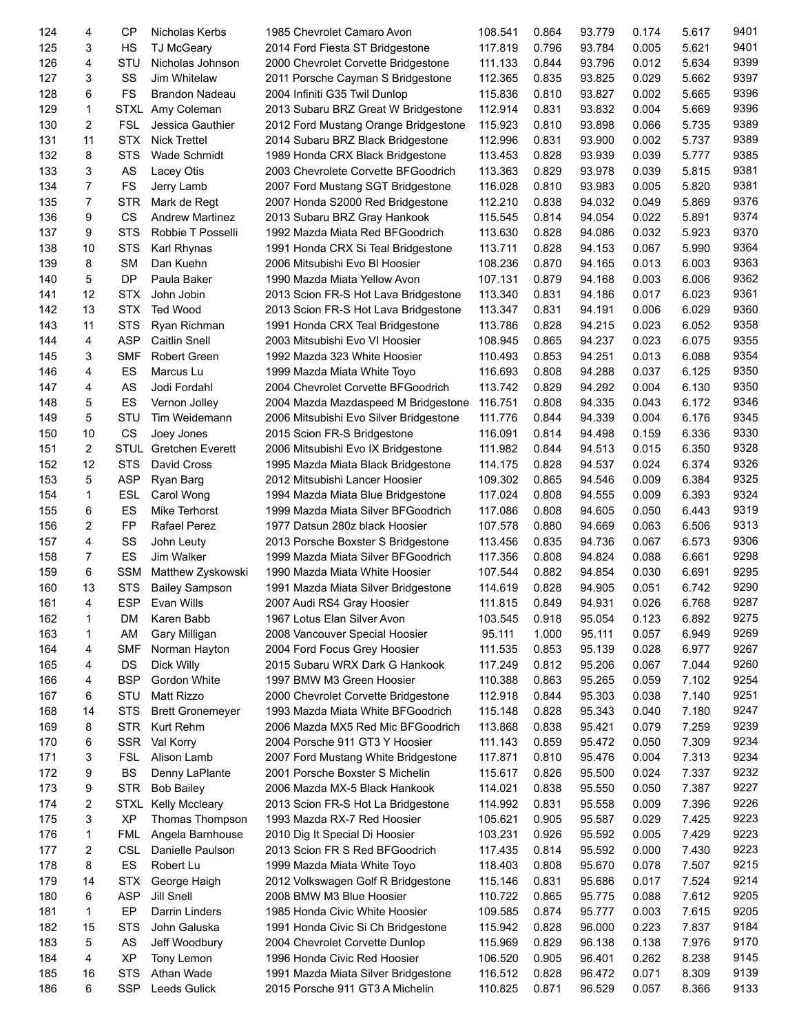| | | | | | | | | | | |
|---|---|---|---|---|---|---|---|---|---|---|
| 124 | 4 | CP | Nicholas Kerbs | 1985 Chevrolet Camaro Avon | 108.541 | 0.864 | 93.779 | 0.174 | 5.617 | 9401 |
| 125 | 3 | HS | TJ McGeary | 2014 Ford Fiesta ST Bridgestone | 117.819 | 0.796 | 93.784 | 0.005 | 5.621 | 9401 |
| 126 | 4 | STU | Nicholas Johnson | 2000 Chevrolet Corvette Bridgestone | 111.133 | 0.844 | 93.796 | 0.012 | 5.634 | 9399 |
| 127 | 3 | SS | Jim Whitelaw | 2011 Porsche Cayman S Bridgestone | 112.365 | 0.835 | 93.825 | 0.029 | 5.662 | 9397 |
| 128 | 6 | FS | Brandon Nadeau | 2004 Infiniti G35 Twil Dunlop | 115.836 | 0.810 | 93.827 | 0.002 | 5.665 | 9396 |
| 129 | 1 | STXL | Amy Coleman | 2013 Subaru BRZ Great W Bridgestone | 112.914 | 0.831 | 93.832 | 0.004 | 5.669 | 9396 |
| 130 | 2 | FSL | Jessica Gauthier | 2012 Ford Mustang Orange Bridgestone | 115.923 | 0.810 | 93.898 | 0.066 | 5.735 | 9389 |
| 131 | 11 | STX | Nick Trettel | 2014 Subaru BRZ Black Bridgestone | 112.996 | 0.831 | 93.900 | 0.002 | 5.737 | 9389 |
| 132 | 8 | STS | Wade Schmidt | 1989 Honda CRX Black Bridgestone | 113.453 | 0.828 | 93.939 | 0.039 | 5.777 | 9385 |
| 133 | 3 | AS | Lacey Otis | 2003 Chevrolete Corvette BFGoodrich | 113.363 | 0.829 | 93.978 | 0.039 | 5.815 | 9381 |
| 134 | 7 | FS | Jerry Lamb | 2007 Ford Mustang SGT Bridgestone | 116.028 | 0.810 | 93.983 | 0.005 | 5.820 | 9381 |
| 135 | 7 | STR | Mark de Regt | 2007 Honda S2000 Red Bridgestone | 112.210 | 0.838 | 94.032 | 0.049 | 5.869 | 9376 |
| 136 | 9 | CS | Andrew Martinez | 2013 Subaru BRZ Gray Hankook | 115.545 | 0.814 | 94.054 | 0.022 | 5.891 | 9374 |
| 137 | 9 | STS | Robbie T Posselli | 1992 Mazda Miata Red BFGoodrich | 113.630 | 0.828 | 94.086 | 0.032 | 5.923 | 9370 |
| 138 | 10 | STS | Karl Rhynas | 1991 Honda CRX Si Teal Bridgestone | 113.711 | 0.828 | 94.153 | 0.067 | 5.990 | 9364 |
| 139 | 8 | SM | Dan Kuehn | 2006 Mitsubishi Evo Bl Hoosier | 108.236 | 0.870 | 94.165 | 0.013 | 6.003 | 9363 |
| 140 | 5 | DP | Paula Baker | 1990 Mazda Miata Yellow Avon | 107.131 | 0.879 | 94.168 | 0.003 | 6.006 | 9362 |
| 141 | 12 | STX | John Jobin | 2013 Scion FR-S Hot Lava Bridgestone | 113.340 | 0.831 | 94.186 | 0.017 | 6.023 | 9361 |
| 142 | 13 | STX | Ted Wood | 2013 Scion FR-S Hot Lava Bridgestone | 113.347 | 0.831 | 94.191 | 0.006 | 6.029 | 9360 |
| 143 | 11 | STS | Ryan Richman | 1991 Honda CRX Teal Bridgestone | 113.786 | 0.828 | 94.215 | 0.023 | 6.052 | 9358 |
| 144 | 4 | ASP | Caitlin Snell | 2003 Mitsubishi Evo VI Hoosier | 108.945 | 0.865 | 94.237 | 0.023 | 6.075 | 9355 |
| 145 | 3 | SMF | Robert Green | 1992 Mazda 323 White Hoosier | 110.493 | 0.853 | 94.251 | 0.013 | 6.088 | 9354 |
| 146 | 4 | ES | Marcus Lu | 1999 Mazda Miata White Toyo | 116.693 | 0.808 | 94.288 | 0.037 | 6.125 | 9350 |
| 147 | 4 | AS | Jodi Fordahl | 2004 Chevrolet Corvette BFGoodrich | 113.742 | 0.829 | 94.292 | 0.004 | 6.130 | 9350 |
| 148 | 5 | ES | Vernon Jolley | 2004 Mazda Mazdaspeed M Bridgestone | 116.751 | 0.808 | 94.335 | 0.043 | 6.172 | 9346 |
| 149 | 5 | STU | Tim Weidemann | 2006 Mitsubishi Evo Silver Bridgestone | 111.776 | 0.844 | 94.339 | 0.004 | 6.176 | 9345 |
| 150 | 10 | CS | Joey Jones | 2015 Scion FR-S Bridgestone | 116.091 | 0.814 | 94.498 | 0.159 | 6.336 | 9330 |
| 151 | 2 | STUL | Gretchen Everett | 2006 Mitsubishi Evo IX Bridgestone | 111.982 | 0.844 | 94.513 | 0.015 | 6.350 | 9328 |
| 152 | 12 | STS | David Cross | 1995 Mazda Miata Black Bridgestone | 114.175 | 0.828 | 94.537 | 0.024 | 6.374 | 9326 |
| 153 | 5 | ASP | Ryan Barg | 2012 Mitsubishi Lancer Hoosier | 109.302 | 0.865 | 94.546 | 0.009 | 6.384 | 9325 |
| 154 | 1 | ESL | Carol Wong | 1994 Mazda Miata Blue Bridgestone | 117.024 | 0.808 | 94.555 | 0.009 | 6.393 | 9324 |
| 155 | 6 | ES | Mike Terhorst | 1999 Mazda Miata Silver BFGoodrich | 117.086 | 0.808 | 94.605 | 0.050 | 6.443 | 9319 |
| 156 | 2 | FP | Rafael Perez | 1977 Datsun 280z black Hoosier | 107.578 | 0.880 | 94.669 | 0.063 | 6.506 | 9313 |
| 157 | 4 | SS | John Leuty | 2013 Porsche Boxster S Bridgestone | 113.456 | 0.835 | 94.736 | 0.067 | 6.573 | 9306 |
| 158 | 7 | ES | Jim Walker | 1999 Mazda Miata Silver BFGoodrich | 117.356 | 0.808 | 94.824 | 0.088 | 6.661 | 9298 |
| 159 | 6 | SSM | Matthew Zyskowski | 1990 Mazda Miata White Hoosier | 107.544 | 0.882 | 94.854 | 0.030 | 6.691 | 9295 |
| 160 | 13 | STS | Bailey Sampson | 1991 Mazda Miata Silver Bridgestone | 114.619 | 0.828 | 94.905 | 0.051 | 6.742 | 9290 |
| 161 | 4 | ESP | Evan Wills | 2007 Audi RS4 Gray Hoosier | 111.815 | 0.849 | 94.931 | 0.026 | 6.768 | 9287 |
| 162 | 1 | DM | Karen Babb | 1967 Lotus Elan Silver Avon | 103.545 | 0.918 | 95.054 | 0.123 | 6.892 | 9275 |
| 163 | 1 | AM | Gary Milligan | 2008 Vancouver Special Hoosier | 95.111 | 1.000 | 95.111 | 0.057 | 6.949 | 9269 |
| 164 | 4 | SMF | Norman Hayton | 2004 Ford Focus Grey Hoosier | 111.535 | 0.853 | 95.139 | 0.028 | 6.977 | 9267 |
| 165 | 4 | DS | Dick Willy | 2015 Subaru WRX Dark G Hankook | 117.249 | 0.812 | 95.206 | 0.067 | 7.044 | 9260 |
| 166 | 4 | BSP | Gordon White | 1997 BMW M3 Green Hoosier | 110.388 | 0.863 | 95.265 | 0.059 | 7.102 | 9254 |
| 167 | 6 | STU | Matt Rizzo | 2000 Chevrolet Corvette Bridgestone | 112.918 | 0.844 | 95.303 | 0.038 | 7.140 | 9251 |
| 168 | 14 | STS | Brett Gronemeyer | 1993 Mazda Miata White BFGoodrich | 115.148 | 0.828 | 95.343 | 0.040 | 7.180 | 9247 |
| 169 | 8 | STR | Kurt Rehm | 2006 Mazda MX5 Red Mic BFGoodrich | 113.868 | 0.838 | 95.421 | 0.079 | 7.259 | 9239 |
| 170 | 6 | SSR | Val Korry | 2004 Porsche 911 GT3 Y Hoosier | 111.143 | 0.859 | 95.472 | 0.050 | 7.309 | 9234 |
| 171 | 3 | FSL | Alison Lamb | 2007 Ford Mustang White Bridgestone | 117.871 | 0.810 | 95.476 | 0.004 | 7.313 | 9234 |
| 172 | 9 | BS | Denny LaPlante | 2001 Porsche Boxster S Michelin | 115.617 | 0.826 | 95.500 | 0.024 | 7.337 | 9232 |
| 173 | 9 | STR | Bob Bailey | 2006 Mazda MX-5 Black Hankook | 114.021 | 0.838 | 95.550 | 0.050 | 7.387 | 9227 |
| 174 | 2 | STXL | Kelly Mccleary | 2013 Scion FR-S Hot La Bridgestone | 114.992 | 0.831 | 95.558 | 0.009 | 7.396 | 9226 |
| 175 | 3 | XP | Thomas Thompson | 1993 Mazda RX-7 Red Hoosier | 105.621 | 0.905 | 95.587 | 0.029 | 7.425 | 9223 |
| 176 | 1 | FML | Angela Barnhouse | 2010 Dig It Special Di Hoosier | 103.231 | 0.926 | 95.592 | 0.005 | 7.429 | 9223 |
| 177 | 2 | CSL | Danielle Paulson | 2013 Scion FR S Red BFGoodrich | 117.435 | 0.814 | 95.592 | 0.000 | 7.430 | 9223 |
| 178 | 8 | ES | Robert Lu | 1999 Mazda Miata White Toyo | 118.403 | 0.808 | 95.670 | 0.078 | 7.507 | 9215 |
| 179 | 14 | STX | George Haigh | 2012 Volkswagen Golf R Bridgestone | 115.146 | 0.831 | 95.686 | 0.017 | 7.524 | 9214 |
| 180 | 6 | ASP | Jill Snell | 2008 BMW M3 Blue Hoosier | 110.722 | 0.865 | 95.775 | 0.088 | 7.612 | 9205 |
| 181 | 1 | EP | Darrin Linders | 1985 Honda Civic White Hoosier | 109.585 | 0.874 | 95.777 | 0.003 | 7.615 | 9205 |
| 182 | 15 | STS | John Galuska | 1991 Honda Civic Si Ch Bridgestone | 115.942 | 0.828 | 96.000 | 0.223 | 7.837 | 9184 |
| 183 | 5 | AS | Jeff Woodbury | 2004 Chevrolet Corvette Dunlop | 115.969 | 0.829 | 96.138 | 0.138 | 7.976 | 9170 |
| 184 | 4 | XP | Tony Lemon | 1996 Honda Civic Red Hoosier | 106.520 | 0.905 | 96.401 | 0.262 | 8.238 | 9145 |
| 185 | 16 | STS | Athan Wade | 1991 Mazda Miata Silver Bridgestone | 116.512 | 0.828 | 96.472 | 0.071 | 8.309 | 9139 |
| 186 | 6 | SSP | Leeds Gulick | 2015 Porsche 911 GT3 A Michelin | 110.825 | 0.871 | 96.529 | 0.057 | 8.366 | 9133 |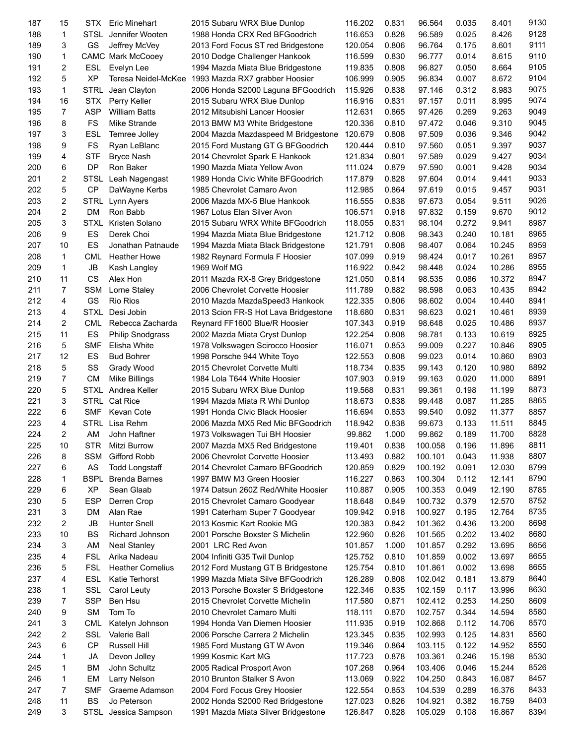| 187 | 15 | STX | Eric Minehart | 2015 Subaru WRX Blue Dunlop | 116.202 | 0.831 | 96.564 | 0.035 | 8.401 | 9130 |
|---|---|---|---|---|---|---|---|---|---|---|
| 188 | 1 | STSL | Jennifer Wooten | 1988 Honda CRX Red BFGoodrich | 116.653 | 0.828 | 96.589 | 0.025 | 8.426 | 9128 |
| 189 | 3 | GS | Jeffrey McVey | 2013 Ford Focus ST red Bridgestone | 120.054 | 0.806 | 96.764 | 0.175 | 8.601 | 9111 |
| 190 | 1 | CAMC | Mark McCooey | 2010 Dodge Challenger Hankook | 116.599 | 0.830 | 96.777 | 0.014 | 8.615 | 9110 |
| 191 | 2 | ESL | Evelyn Lee | 1994 Mazda Miata Blue Bridgestone | 119.835 | 0.808 | 96.827 | 0.050 | 8.664 | 9105 |
| 192 | 5 | XP | Teresa Neidel-McKee | 1993 Mazda RX7 grabber Hoosier | 106.999 | 0.905 | 96.834 | 0.007 | 8.672 | 9104 |
| 193 | 1 | STRL | Jean Clayton | 2006 Honda S2000 Laguna BFGoodrich | 115.926 | 0.838 | 97.146 | 0.312 | 8.983 | 9075 |
| 194 | 16 | STX | Perry Keller | 2015 Subaru WRX Blue Dunlop | 116.916 | 0.831 | 97.157 | 0.011 | 8.995 | 9074 |
| 195 | 7 | ASP | William Batts | 2012 Mitsubishi Lancer Hoosier | 112.631 | 0.865 | 97.426 | 0.269 | 9.263 | 9049 |
| 196 | 8 | FS | Mike Strande | 2013 BMW M3 White Bridgestone | 120.336 | 0.810 | 97.472 | 0.046 | 9.310 | 9045 |
| 197 | 3 | ESL | Temree Jolley | 2004 Mazda Mazdaspeed M Bridgestone | 120.679 | 0.808 | 97.509 | 0.036 | 9.346 | 9042 |
| 198 | 9 | FS | Ryan LeBlanc | 2015 Ford Mustang GT G BFGoodrich | 120.444 | 0.810 | 97.560 | 0.051 | 9.397 | 9037 |
| 199 | 4 | STF | Bryce Nash | 2014 Chevrolet Spark E Hankook | 121.834 | 0.801 | 97.589 | 0.029 | 9.427 | 9034 |
| 200 | 6 | DP | Ron Baker | 1990 Mazda Miata Yellow Avon | 111.024 | 0.879 | 97.590 | 0.001 | 9.428 | 9034 |
| 201 | 2 | STSL | Leah Nagengast | 1989 Honda Civic White BFGoodrich | 117.879 | 0.828 | 97.604 | 0.014 | 9.441 | 9033 |
| 202 | 5 | CP | DaWayne Kerbs | 1985 Chevrolet Camaro Avon | 112.985 | 0.864 | 97.619 | 0.015 | 9.457 | 9031 |
| 203 | 2 | STRL | Lynn Ayers | 2006 Mazda MX-5 Blue Hankook | 116.555 | 0.838 | 97.673 | 0.054 | 9.511 | 9026 |
| 204 | 2 | DM | Ron Babb | 1967 Lotus Elan Silver Avon | 106.571 | 0.918 | 97.832 | 0.159 | 9.670 | 9012 |
| 205 | 3 | STXL | Kristen Solano | 2015 Subaru WRX White BFGoodrich | 118.055 | 0.831 | 98.104 | 0.272 | 9.941 | 8987 |
| 206 | 9 | ES | Derek Choi | 1994 Mazda Miata Blue Bridgestone | 121.712 | 0.808 | 98.343 | 0.240 | 10.181 | 8965 |
| 207 | 10 | ES | Jonathan Patnaude | 1994 Mazda Miata Black Bridgestone | 121.791 | 0.808 | 98.407 | 0.064 | 10.245 | 8959 |
| 208 | 1 | CML | Heather Howe | 1982 Reynard Formula F Hoosier | 107.099 | 0.919 | 98.424 | 0.017 | 10.261 | 8957 |
| 209 | 1 | JB | Kash Langley | 1969 Wolf MG | 116.922 | 0.842 | 98.448 | 0.024 | 10.286 | 8955 |
| 210 | 11 | CS | Alex Hon | 2011 Mazda RX-8 Grey Bridgestone | 121.050 | 0.814 | 98.535 | 0.086 | 10.372 | 8947 |
| 211 | 7 | SSM | Lorne Staley | 2006 Chevrolet Corvette Hoosier | 111.789 | 0.882 | 98.598 | 0.063 | 10.435 | 8942 |
| 212 | 4 | GS | Rio Rios | 2010 Mazda MazdaSpeed3 Hankook | 122.335 | 0.806 | 98.602 | 0.004 | 10.440 | 8941 |
| 213 | 4 | STXL | Desi Jobin | 2013 Scion FR-S Hot Lava Bridgestone | 118.680 | 0.831 | 98.623 | 0.021 | 10.461 | 8939 |
| 214 | 2 | CML | Rebecca Zacharda | Reynard FF1600 Blue/R Hoosier | 107.343 | 0.919 | 98.648 | 0.025 | 10.486 | 8937 |
| 215 | 11 | ES | Philip Snodgrass | 2002 Mazda Miata Cryst Dunlop | 122.254 | 0.808 | 98.781 | 0.133 | 10.619 | 8925 |
| 216 | 5 | SMF | Elisha White | 1978 Volkswagen Scirocco Hoosier | 116.071 | 0.853 | 99.009 | 0.227 | 10.846 | 8905 |
| 217 | 12 | ES | Bud Bohrer | 1998 Porsche 944 White Toyo | 122.553 | 0.808 | 99.023 | 0.014 | 10.860 | 8903 |
| 218 | 5 | SS | Grady Wood | 2015 Chevrolet Corvette Multi | 118.734 | 0.835 | 99.143 | 0.120 | 10.980 | 8892 |
| 219 | 7 | CM | Mike Billings | 1984 Lola T644 White Hoosier | 107.903 | 0.919 | 99.163 | 0.020 | 11.000 | 8891 |
| 220 | 5 | STXL | Andrea Keller | 2015 Subaru WRX Blue Dunlop | 119.568 | 0.831 | 99.361 | 0.198 | 11.199 | 8873 |
| 221 | 3 | STRL | Cat Rice | 1994 Mazda Miata R Whi Dunlop | 118.673 | 0.838 | 99.448 | 0.087 | 11.285 | 8865 |
| 222 | 6 | SMF | Kevan Cote | 1991 Honda Civic Black Hoosier | 116.694 | 0.853 | 99.540 | 0.092 | 11.377 | 8857 |
| 223 | 4 | STRL | Lisa Rehm | 2006 Mazda MX5 Red Mic BFGoodrich | 118.942 | 0.838 | 99.673 | 0.133 | 11.511 | 8845 |
| 224 | 2 | AM | John Haftner | 1973 Volkswagen Tui BH Hoosier | 99.862 | 1.000 | 99.862 | 0.189 | 11.700 | 8828 |
| 225 | 10 | STR | Mitzi Burrow | 2007 Mazda MX5 Red Bridgestone | 119.401 | 0.838 | 100.058 | 0.196 | 11.896 | 8811 |
| 226 | 8 | SSM | Gifford Robb | 2006 Chevrolet Corvette Hoosier | 113.493 | 0.882 | 100.101 | 0.043 | 11.938 | 8807 |
| 227 | 6 | AS | Todd Longstaff | 2014 Chevrolet Camaro BFGoodrich | 120.859 | 0.829 | 100.192 | 0.091 | 12.030 | 8799 |
| 228 | 1 | BSPL | Brenda Barnes | 1997 BMW M3 Green Hoosier | 116.227 | 0.863 | 100.304 | 0.112 | 12.141 | 8790 |
| 229 | 6 | XP | Sean Glaab | 1974 Datsun 260Z Red/White Hoosier | 110.887 | 0.905 | 100.353 | 0.049 | 12.190 | 8785 |
| 230 | 5 | ESP | Derren Crop | 2015 Chevrolet Camaro Goodyear | 118.648 | 0.849 | 100.732 | 0.379 | 12.570 | 8752 |
| 231 | 3 | DM | Alan Rae | 1991 Caterham Super 7 Goodyear | 109.942 | 0.918 | 100.927 | 0.195 | 12.764 | 8735 |
| 232 | 2 | JB | Hunter Snell | 2013 Kosmic Kart Rookie MG | 120.383 | 0.842 | 101.362 | 0.436 | 13.200 | 8698 |
| 233 | 10 | BS | Richard Johnson | 2001 Porsche Boxster S Michelin | 122.960 | 0.826 | 101.565 | 0.202 | 13.402 | 8680 |
| 234 | 3 | AM | Neal Stanley | 2001 LRC Red Avon | 101.857 | 1.000 | 101.857 | 0.292 | 13.695 | 8656 |
| 235 | 4 | FSL | Arika Nadeau | 2004 Infiniti G35 Twil Dunlop | 125.752 | 0.810 | 101.859 | 0.002 | 13.697 | 8655 |
| 236 | 5 | FSL | Heather Cornelius | 2012 Ford Mustang GT B Bridgestone | 125.754 | 0.810 | 101.861 | 0.002 | 13.698 | 8655 |
| 237 | 4 | ESL | Katie Terhorst | 1999 Mazda Miata Silve BFGoodrich | 126.289 | 0.808 | 102.042 | 0.181 | 13.879 | 8640 |
| 238 | 1 | SSL | Carol Leuty | 2013 Porsche Boxster S Bridgestone | 122.346 | 0.835 | 102.159 | 0.117 | 13.996 | 8630 |
| 239 | 7 | SSP | Ben Hsu | 2015 Chevrolet Corvette Michelin | 117.580 | 0.871 | 102.412 | 0.253 | 14.250 | 8609 |
| 240 | 9 | SM | Tom To | 2010 Chevrolet Camaro Multi | 118.111 | 0.870 | 102.757 | 0.344 | 14.594 | 8580 |
| 241 | 3 | CML | Katelyn Johnson | 1994 Honda Van Diemen Hoosier | 111.935 | 0.919 | 102.868 | 0.112 | 14.706 | 8570 |
| 242 | 2 | SSL | Valerie Ball | 2006 Porsche Carrera 2 Michelin | 123.345 | 0.835 | 102.993 | 0.125 | 14.831 | 8560 |
| 243 | 6 | CP | Russell Hill | 1985 Ford Mustang GT W Avon | 119.346 | 0.864 | 103.115 | 0.122 | 14.952 | 8550 |
| 244 | 1 | JA | Devon Jolley | 1999 Kosmic Kart MG | 117.723 | 0.878 | 103.361 | 0.246 | 15.198 | 8530 |
| 245 | 1 | BM | John Schultz | 2005 Radical Prosport Avon | 107.268 | 0.964 | 103.406 | 0.046 | 15.244 | 8526 |
| 246 | 1 | EM | Larry Nelson | 2010 Brunton Stalker S Avon | 113.069 | 0.922 | 104.250 | 0.843 | 16.087 | 8457 |
| 247 | 7 | SMF | Graeme Adamson | 2004 Ford Focus Grey Hoosier | 122.554 | 0.853 | 104.539 | 0.289 | 16.376 | 8433 |
| 248 | 11 | BS | Jo Peterson | 2002 Honda S2000 Red Bridgestone | 127.023 | 0.826 | 104.921 | 0.382 | 16.759 | 8403 |
| 249 | 3 | STSL | Jessica Sampson | 1991 Mazda Miata Silver Bridgestone | 126.847 | 0.828 | 105.029 | 0.108 | 16.867 | 8394 |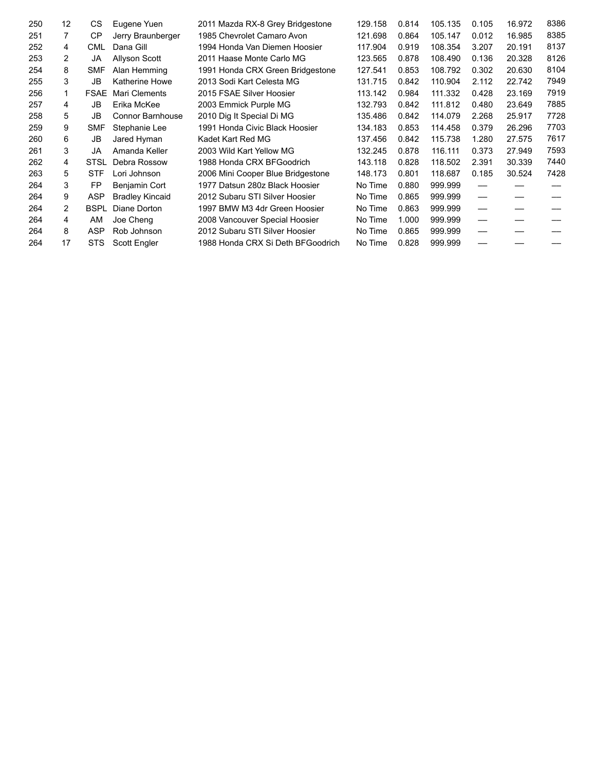| | | | | | | | | | | |
|---|---|---|---|---|---|---|---|---|---|---|
| 250 | 12 | CS | Eugene Yuen | 2011 Mazda RX-8 Grey Bridgestone | 129.158 | 0.814 | 105.135 | 0.105 | 16.972 | 8386 |
| 251 | 7 | CP | Jerry Braunberger | 1985 Chevrolet Camaro Avon | 121.698 | 0.864 | 105.147 | 0.012 | 16.985 | 8385 |
| 252 | 4 | CML | Dana Gill | 1994 Honda Van Diemen Hoosier | 117.904 | 0.919 | 108.354 | 3.207 | 20.191 | 8137 |
| 253 | 2 | JA | Allyson Scott | 2011 Haase Monte Carlo MG | 123.565 | 0.878 | 108.490 | 0.136 | 20.328 | 8126 |
| 254 | 8 | SMF | Alan Hemming | 1991 Honda CRX Green Bridgestone | 127.541 | 0.853 | 108.792 | 0.302 | 20.630 | 8104 |
| 255 | 3 | JB | Katherine Howe | 2013 Sodi Kart Celesta MG | 131.715 | 0.842 | 110.904 | 2.112 | 22.742 | 7949 |
| 256 | 1 | FSAE | Mari Clements | 2015 FSAE Silver Hoosier | 113.142 | 0.984 | 111.332 | 0.428 | 23.169 | 7919 |
| 257 | 4 | JB | Erika McKee | 2003 Emmick Purple MG | 132.793 | 0.842 | 111.812 | 0.480 | 23.649 | 7885 |
| 258 | 5 | JB | Connor Barnhouse | 2010 Dig It Special Di MG | 135.486 | 0.842 | 114.079 | 2.268 | 25.917 | 7728 |
| 259 | 9 | SMF | Stephanie Lee | 1991 Honda Civic Black Hoosier | 134.183 | 0.853 | 114.458 | 0.379 | 26.296 | 7703 |
| 260 | 6 | JB | Jared Hyman | Kadet Kart Red MG | 137.456 | 0.842 | 115.738 | 1.280 | 27.575 | 7617 |
| 261 | 3 | JA | Amanda Keller | 2003 Wild Kart Yellow MG | 132.245 | 0.878 | 116.111 | 0.373 | 27.949 | 7593 |
| 262 | 4 | STSL | Debra Rossow | 1988 Honda CRX BFGoodrich | 143.118 | 0.828 | 118.502 | 2.391 | 30.339 | 7440 |
| 263 | 5 | STF | Lori Johnson | 2006 Mini Cooper Blue Bridgestone | 148.173 | 0.801 | 118.687 | 0.185 | 30.524 | 7428 |
| 264 | 3 | FP | Benjamin Cort | 1977 Datsun 280z Black Hoosier | No Time | 0.880 | 999.999 | — | — | — |
| 264 | 9 | ASP | Bradley Kincaid | 2012 Subaru STI Silver Hoosier | No Time | 0.865 | 999.999 | — | — | — |
| 264 | 2 | BSPL | Diane Dorton | 1997 BMW M3 4dr Green Hoosier | No Time | 0.863 | 999.999 | — | — | — |
| 264 | 4 | AM | Joe Cheng | 2008 Vancouver Special Hoosier | No Time | 1.000 | 999.999 | — | — | — |
| 264 | 8 | ASP | Rob Johnson | 2012 Subaru STI Silver Hoosier | No Time | 0.865 | 999.999 | — | — | — |
| 264 | 17 | STS | Scott Engler | 1988 Honda CRX Si Deth BFGoodrich | No Time | 0.828 | 999.999 | — | — | — |